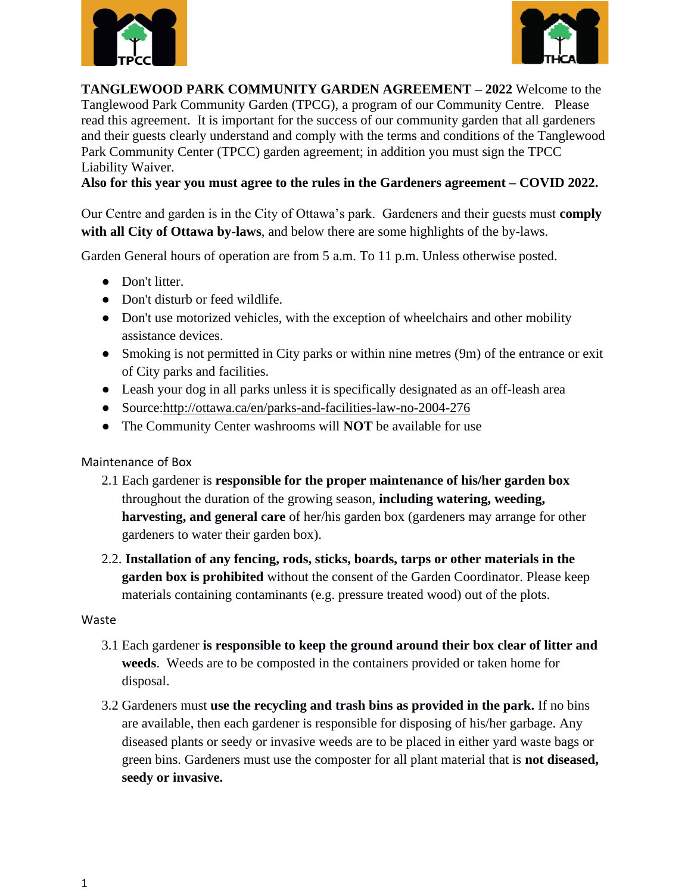**TANGLEWOOD PARK COMMUNITY GARDEN AGREEMENT – 2022** Welcome to the Tanglewood Park Community Garden (TPCG), a program of our Community Centre. Please read this agreement. It is important for the success of our community garden that all gardeners and their guests clearly understand and comply with the terms and conditions of the Tanglewood Park Community Center (TPCC) garden agreement; in addition you must sign the TPCC Liability Waiver.

**Also for this year you must agree to the rules in the Gardeners agreement – COVID 2022.**

Our Centre and garden is in the City of Ottawa's park. Gardeners and their guests must **comply with all City of Ottawa by-laws**, and below there are some highlights of the by-laws.

Garden General hours of operation are from 5 a.m. To 11 p.m. Unless otherwise posted.

- Don't litter.
- Don't disturb or feed wildlife.
- Don't use motorized vehicles, with the exception of wheelchairs and other mobility assistance devices.
- Smoking is not permitted in City parks or within nine metres (9m) of the entrance or exit of City parks and facilities.
- Leash your dog in all parks unless it is specifically designated as an off-leash area
- Source:http://ottawa.ca/en/parks-and-facilities-law-no-2004-276
- The Community Center washrooms will **NOT** be available for use

Maintenance of Box

2.1 Each gardener is **responsible for the proper maintenance of his/her garden box** throughout the duration of the growing season, **including watering, weeding, harvesting, and general care** of her/his garden box (gardeners may arrange for other gardeners to water their garden box).

2.2. **Installation of any fencing, rods, sticks, boards, tarps or other materials in the garden box is prohibited** without the consent of the Garden Coordinator. Please keep materials containing contaminants (e.g. pressure treated wood) out of the plots.

Waste

3.1 Each gardener **is responsible to keep the ground around their box clear of litter and weeds**. Weeds are to be composted in the containers provided or taken home for disposal.

3.2 Gardeners must **use the recycling and trash bins as provided in the park.** If no bins are available, then each gardener is responsible for disposing of his/her garbage. Any diseased plants or seedy or invasive weeds are to be placed in either yard waste bags or green bins. Gardeners must use the composter for all plant material that is **not diseased, seedy or invasive.**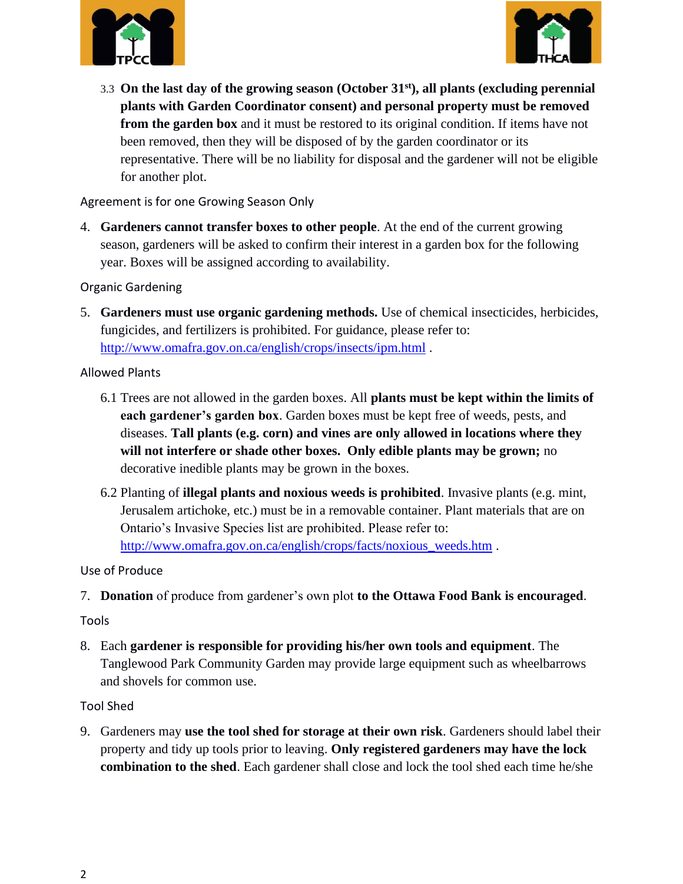3.3 **On the last day of the growing season (October 31st), all plants (excluding perennial plants with Garden Coordinator consent) and personal property must be removed from the garden box** and it must be restored to its original condition. If items have not been removed, then they will be disposed of by the garden coordinator or its representative. There will be no liability for disposal and the gardener will not be eligible for another plot.

Agreement is for one Growing Season Only

4. **Gardeners cannot transfer boxes to other people**. At the end of the current growing season, gardeners will be asked to confirm their interest in a garden box for the following year. Boxes will be assigned according to availability.

Organic Gardening

5. **Gardeners must use organic gardening methods.** Use of chemical insecticides, herbicides, fungicides, and fertilizers is prohibited. For guidance, please refer to: http://www.omafra.gov.on.ca/english/crops/insects/ipm.html .

Allowed Plants

6.1 Trees are not allowed in the garden boxes. All **plants must be kept within the limits of each gardener's garden box**. Garden boxes must be kept free of weeds, pests, and diseases. **Tall plants (e.g. corn) and vines are only allowed in locations where they will not interfere or shade other boxes. Only edible plants may be grown;** no decorative inedible plants may be grown in the boxes.

6.2 Planting of **illegal plants and noxious weeds is prohibited**. Invasive plants (e.g. mint, Jerusalem artichoke, etc.) must be in a removable container. Plant materials that are on Ontario's Invasive Species list are prohibited. Please refer to: http://www.omafra.gov.on.ca/english/crops/facts/noxious_weeds.htm .

Use of Produce

7. **Donation** of produce from gardener's own plot **to the Ottawa Food Bank is encouraged**.

Tools

8. Each **gardener is responsible for providing his/her own tools and equipment**. The Tanglewood Park Community Garden may provide large equipment such as wheelbarrows and shovels for common use.

Tool Shed

9. Gardeners may **use the tool shed for storage at their own risk**. Gardeners should label their property and tidy up tools prior to leaving. **Only registered gardeners may have the lock combination to the shed**. Each gardener shall close and lock the tool shed each time he/she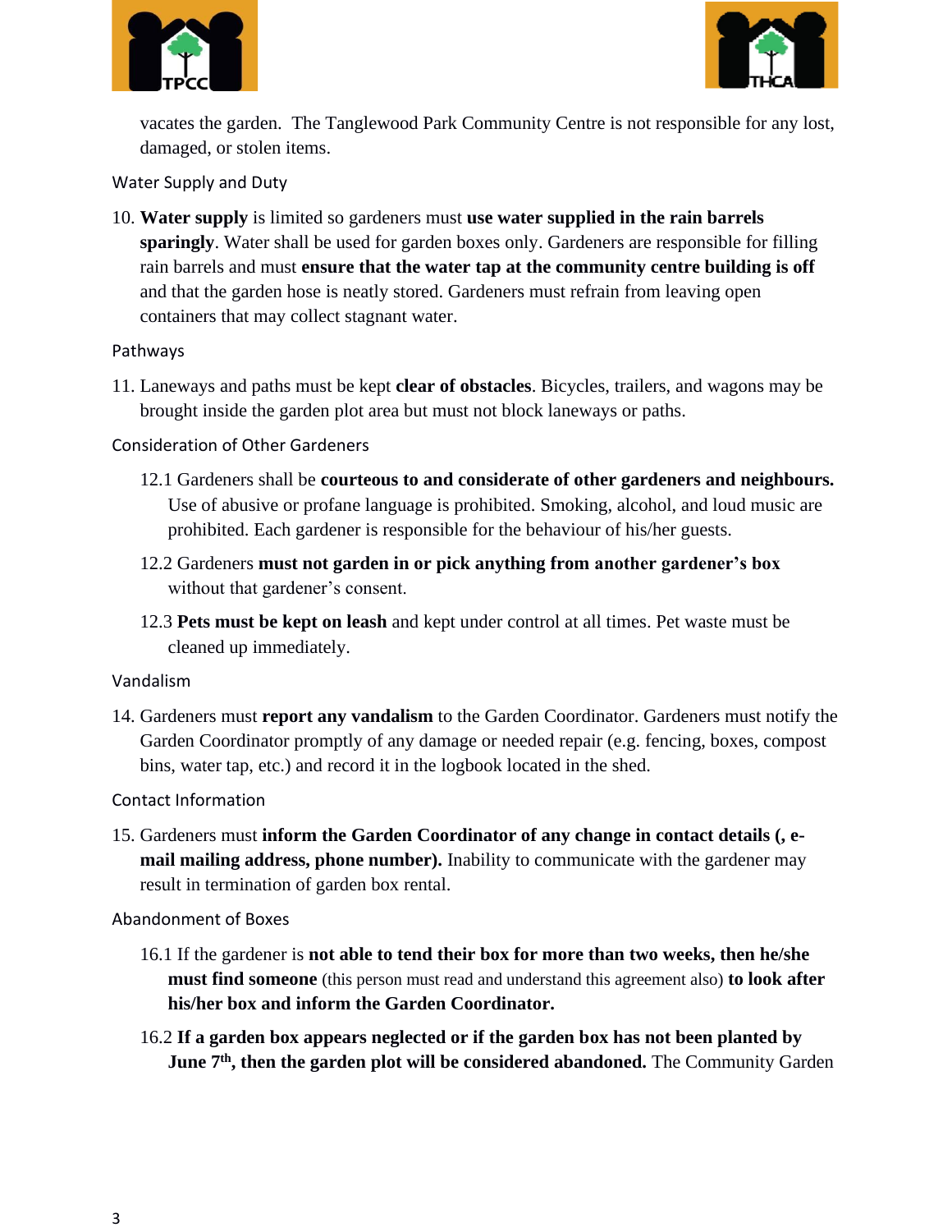vacates the garden. The Tanglewood Park Community Centre is not responsible for any lost, damaged, or stolen items.

Water Supply and Duty

10. **Water supply** is limited so gardeners must **use water supplied in the rain barrels sparingly**. Water shall be used for garden boxes only. Gardeners are responsible for filling rain barrels and must **ensure that the water tap at the community centre building is off** and that the garden hose is neatly stored. Gardeners must refrain from leaving open containers that may collect stagnant water.

Pathways

11. Laneways and paths must be kept **clear of obstacles**. Bicycles, trailers, and wagons may be brought inside the garden plot area but must not block laneways or paths.

Consideration of Other Gardeners

12.1 Gardeners shall be **courteous to and considerate of other gardeners and neighbours.** Use of abusive or profane language is prohibited. Smoking, alcohol, and loud music are prohibited. Each gardener is responsible for the behaviour of his/her guests.

12.2 Gardeners **must not garden in or pick anything from another gardener's box** without that gardener's consent.

12.3 **Pets must be kept on leash** and kept under control at all times. Pet waste must be cleaned up immediately.

Vandalism

14. Gardeners must **report any vandalism** to the Garden Coordinator. Gardeners must notify the Garden Coordinator promptly of any damage or needed repair (e.g. fencing, boxes, compost bins, water tap, etc.) and record it in the logbook located in the shed.

Contact Information

15. Gardeners must **inform the Garden Coordinator of any change in contact details (, e-mail mailing address, phone number).** Inability to communicate with the gardener may result in termination of garden box rental.

Abandonment of Boxes

16.1 If the gardener is **not able to tend their box for more than two weeks, then he/she must find someone** (this person must read and understand this agreement also) **to look after his/her box and inform the Garden Coordinator.**

16.2 **If a garden box appears neglected or if the garden box has not been planted by June 7th, then the garden plot will be considered abandoned.** The Community Garden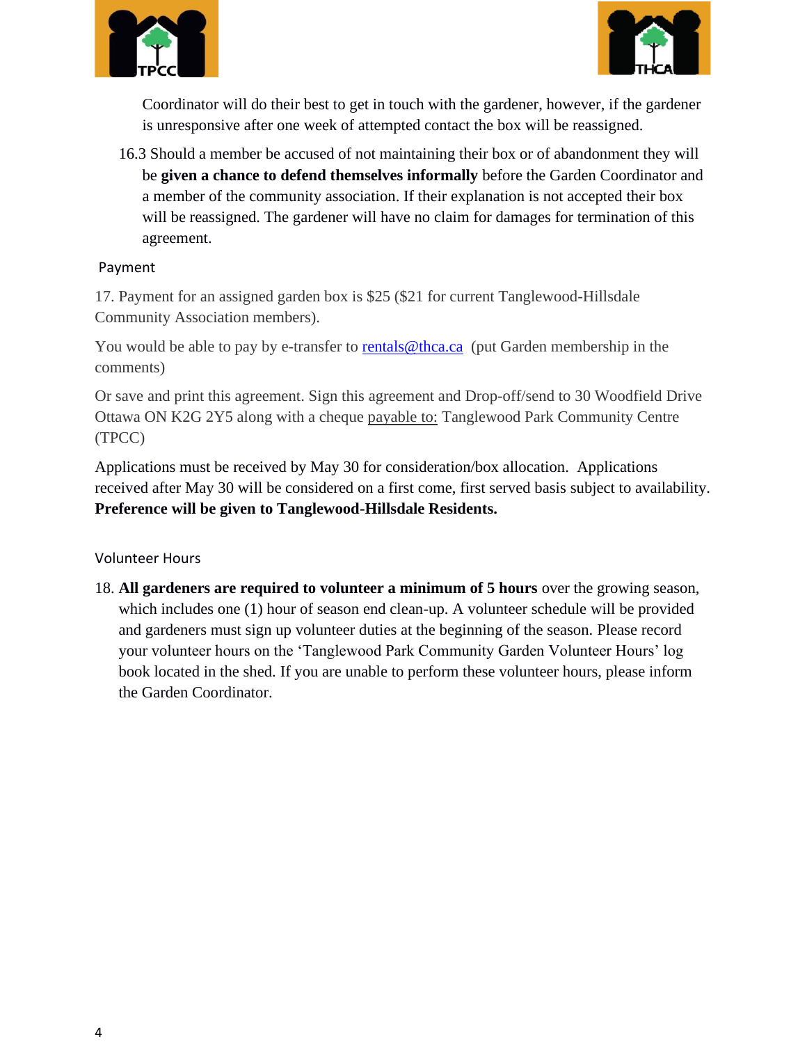Coordinator will do their best to get in touch with the gardener, however, if the gardener is unresponsive after one week of attempted contact the box will be reassigned.

16.3 Should a member be accused of not maintaining their box or of abandonment they will be **given a chance to defend themselves informally** before the Garden Coordinator and a member of the community association. If their explanation is not accepted their box will be reassigned. The gardener will have no claim for damages for termination of this agreement.

## Payment

17. Payment for an assigned garden box is $25 ($21 for current Tanglewood-Hillsdale Community Association members).

You would be able to pay by e-transfer to [rentals@thca.ca](mailto:rentals@thca.ca) (put Garden membership in the comments)

Or save and print this agreement. Sign this agreement and Drop-off/send to 30 Woodfield Drive Ottawa ON K2G 2Y5 along with a cheque payable to: Tanglewood Park Community Centre (TPCC)

Applications must be received by May 30 for consideration/box allocation. Applications received after May 30 will be considered on a first come, first served basis subject to availability. **Preference will be given to Tanglewood-Hillsdale Residents.**

## Volunteer Hours

18. **All gardeners are required to volunteer a minimum of 5 hours** over the growing season, which includes one (1) hour of season end clean-up. A volunteer schedule will be provided and gardeners must sign up volunteer duties at the beginning of the season. Please record your volunteer hours on the 'Tanglewood Park Community Garden Volunteer Hours' log book located in the shed. If you are unable to perform these volunteer hours, please inform the Garden Coordinator.